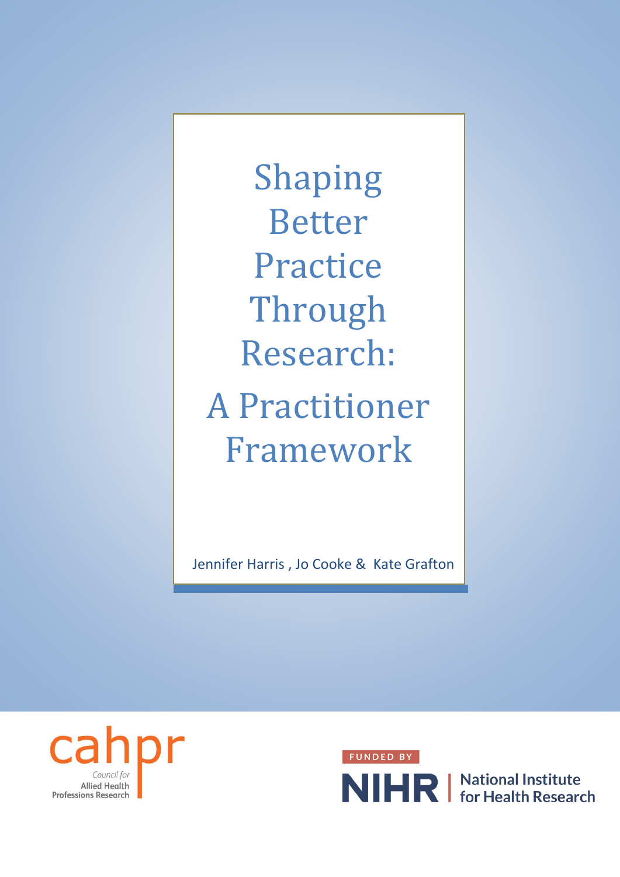# Shaping Better Practice Through Research: A Practitioner Framework

Jennifer Harris , Jo Cooke & Kate Grafton

cahpr
Council for Allied Health Professions Research

FUNDED BY
NIHR | National Institute for Health Research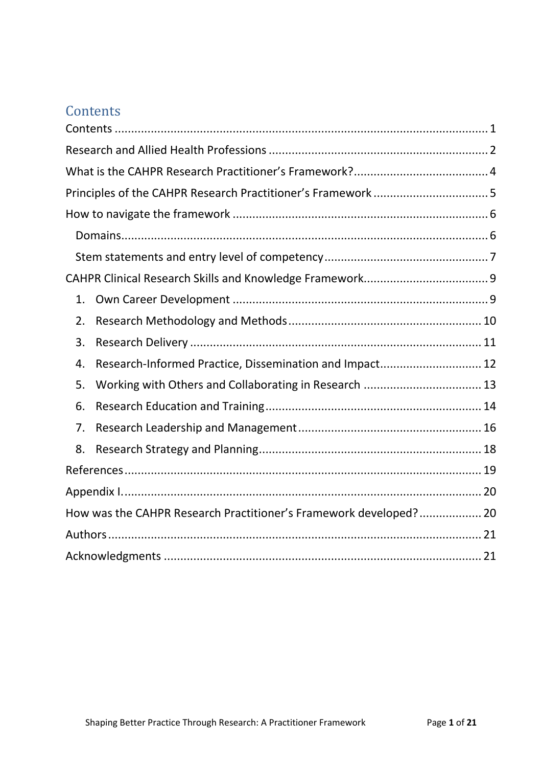# Contents

Contents ........................................................................................................ 1

Research and Allied Health Professions ................................................................. 2

What is the CAHPR Research Practitioner's Framework? ......................................... 4

Principles of the CAHPR Research Practitioner's Framework .................................. 5

How to navigate the framework ............................................................................ 6

- Domains ...................................................................................................... 6
- Stem statements and entry level of competency ................................................ 7

CAHPR Clinical Research Skills and Knowledge Framework ..................................... 9

1. Own Career Development ............................................................................ 9
2. Research Methodology and Methods ........................................................... 10
3. Research Delivery ...................................................................................... 11
4. Research-Informed Practice, Dissemination and Impact ................................ 12
5. Working with Others and Collaborating in Research ..................................... 13
6. Research Education and Training ................................................................ 14
7. Research Leadership and Management ....................................................... 16
8. Research Strategy and Planning .................................................................. 18

References ........................................................................................................ 19

Appendix I. ....................................................................................................... 20

How was the CAHPR Research Practitioner's Framework developed? ..................... 20

Authors ............................................................................................................ 21

Acknowledgments ............................................................................................. 21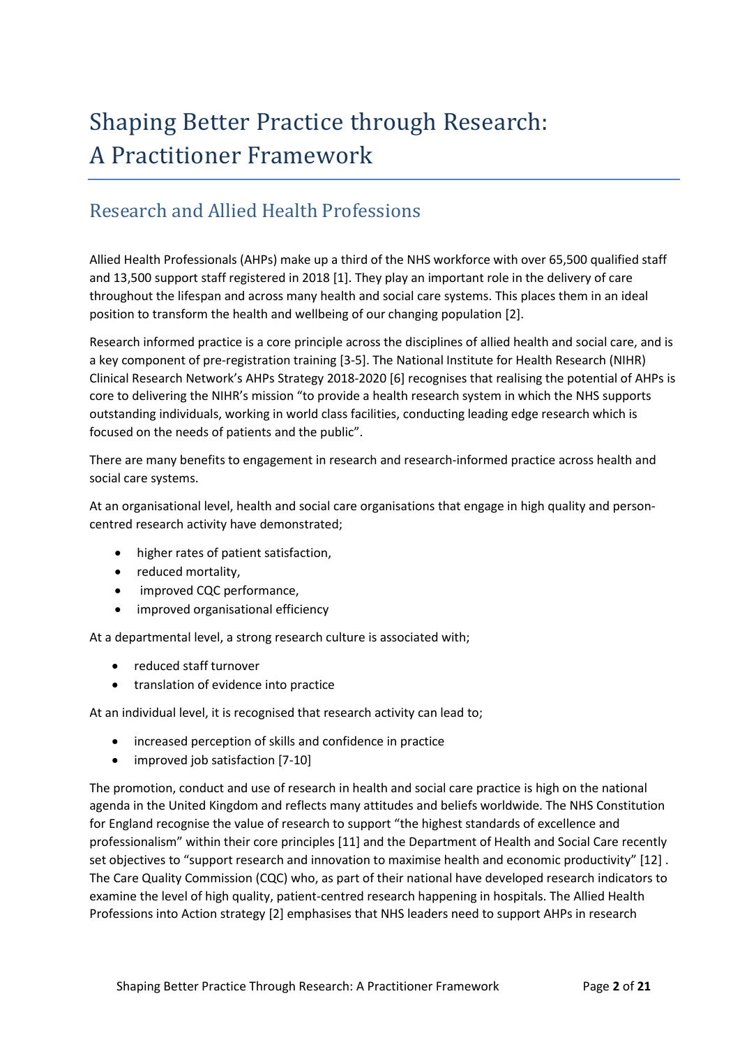# Shaping Better Practice through Research: A Practitioner Framework

## Research and Allied Health Professions

Allied Health Professionals (AHPs) make up a third of the NHS workforce with over 65,500 qualified staff and 13,500 support staff registered in 2018 [1]. They play an important role in the delivery of care throughout the lifespan and across many health and social care systems. This places them in an ideal position to transform the health and wellbeing of our changing population [2].

Research informed practice is a core principle across the disciplines of allied health and social care, and is a key component of pre-registration training [3-5]. The National Institute for Health Research (NIHR) Clinical Research Network's AHPs Strategy 2018-2020 [6] recognises that realising the potential of AHPs is core to delivering the NIHR's mission "to provide a health research system in which the NHS supports outstanding individuals, working in world class facilities, conducting leading edge research which is focused on the needs of patients and the public".

There are many benefits to engagement in research and research-informed practice across health and social care systems.

At an organisational level, health and social care organisations that engage in high quality and person-centred research activity have demonstrated;

- higher rates of patient satisfaction,
- reduced mortality,
- improved CQC performance,
- improved organisational efficiency

At a departmental level, a strong research culture is associated with;

- reduced staff turnover
- translation of evidence into practice

At an individual level, it is recognised that research activity can lead to;

- increased perception of skills and confidence in practice
- improved job satisfaction [7-10]

The promotion, conduct and use of research in health and social care practice is high on the national agenda in the United Kingdom and reflects many attitudes and beliefs worldwide. The NHS Constitution for England recognise the value of research to support "the highest standards of excellence and professionalism" within their core principles [11] and the Department of Health and Social Care recently set objectives to "support research and innovation to maximise health and economic productivity" [12] . The Care Quality Commission (CQC) who, as part of their national have developed research indicators to examine the level of high quality, patient-centred research happening in hospitals. The Allied Health Professions into Action strategy [2] emphasises that NHS leaders need to support AHPs in research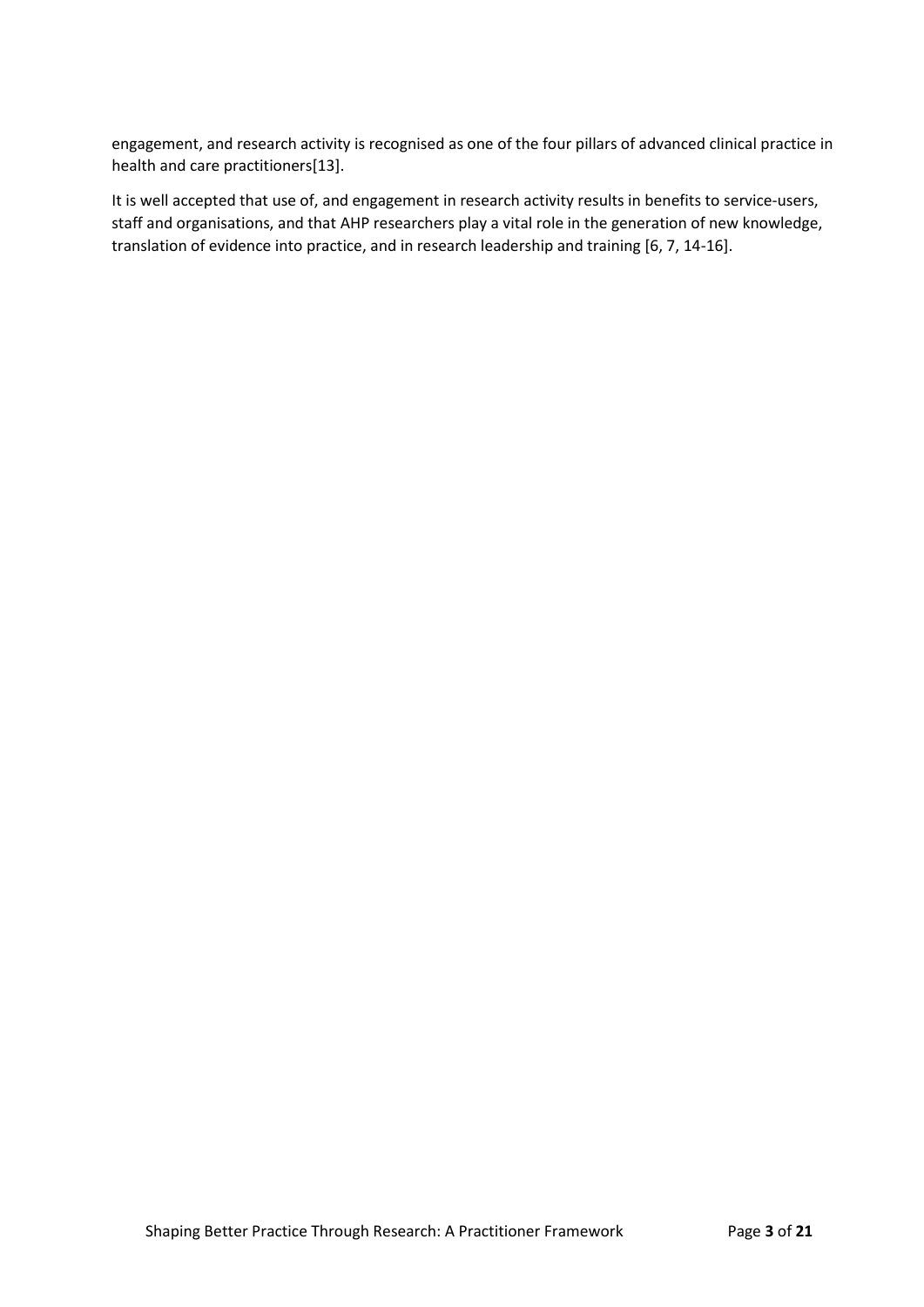engagement, and research activity is recognised as one of the four pillars of advanced clinical practice in health and care practitioners[13].

It is well accepted that use of, and engagement in research activity results in benefits to service-users, staff and organisations, and that AHP researchers play a vital role in the generation of new knowledge, translation of evidence into practice, and in research leadership and training [6, 7, 14-16].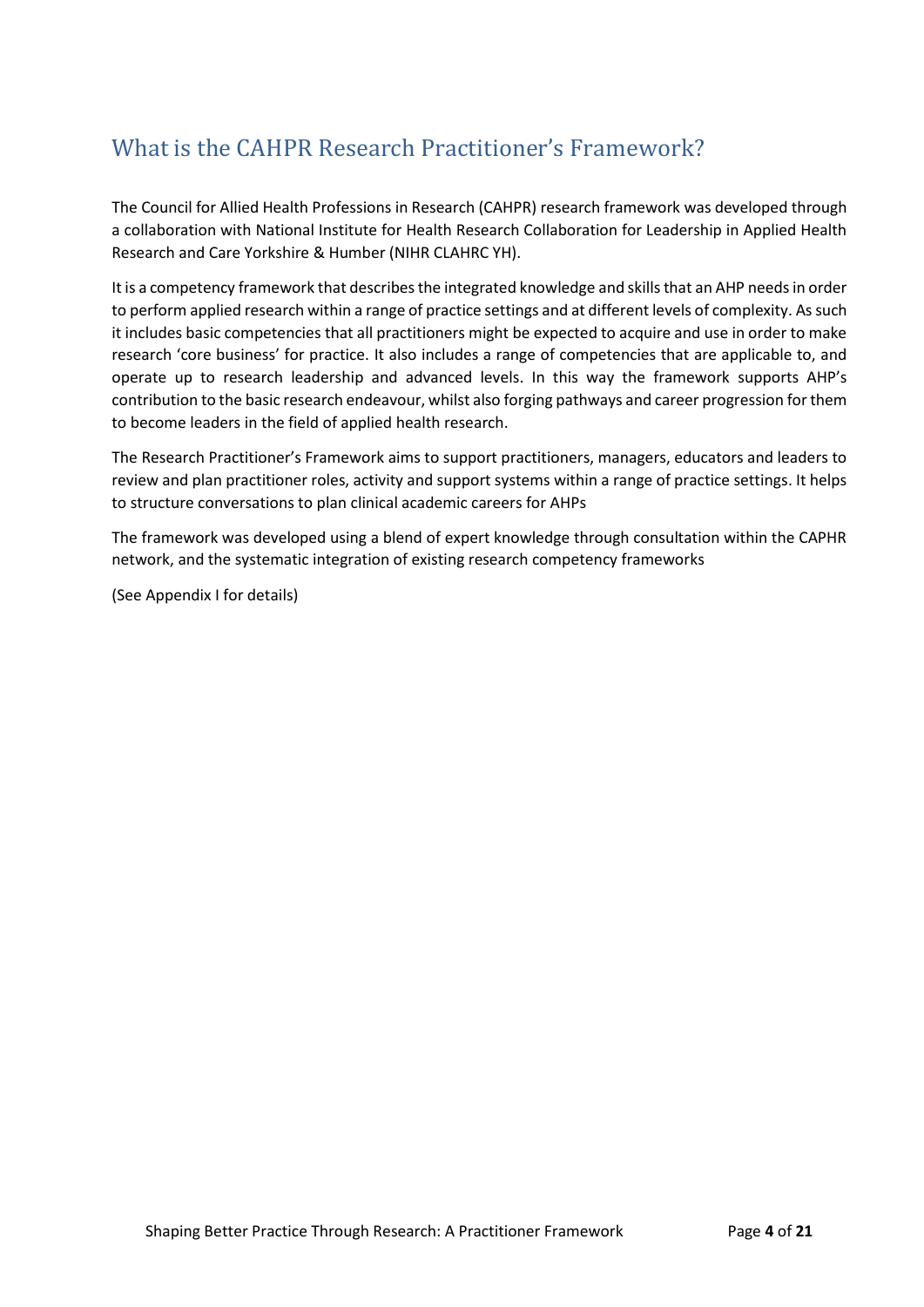## What is the CAHPR Research Practitioner's Framework?

The Council for Allied Health Professions in Research (CAHPR) research framework was developed through a collaboration with National Institute for Health Research Collaboration for Leadership in Applied Health Research and Care Yorkshire & Humber (NIHR CLAHRC YH).

It is a competency framework that describes the integrated knowledge and skills that an AHP needs in order to perform applied research within a range of practice settings and at different levels of complexity. As such it includes basic competencies that all practitioners might be expected to acquire and use in order to make research 'core business' for practice. It also includes a range of competencies that are applicable to, and operate up to research leadership and advanced levels. In this way the framework supports AHP's contribution to the basic research endeavour, whilst also forging pathways and career progression for them to become leaders in the field of applied health research.

The Research Practitioner's Framework aims to support practitioners, managers, educators and leaders to review and plan practitioner roles, activity and support systems within a range of practice settings. It helps to structure conversations to plan clinical academic careers for AHPs

The framework was developed using a blend of expert knowledge through consultation within the CAPHR network, and the systematic integration of existing research competency frameworks

(See Appendix I for details)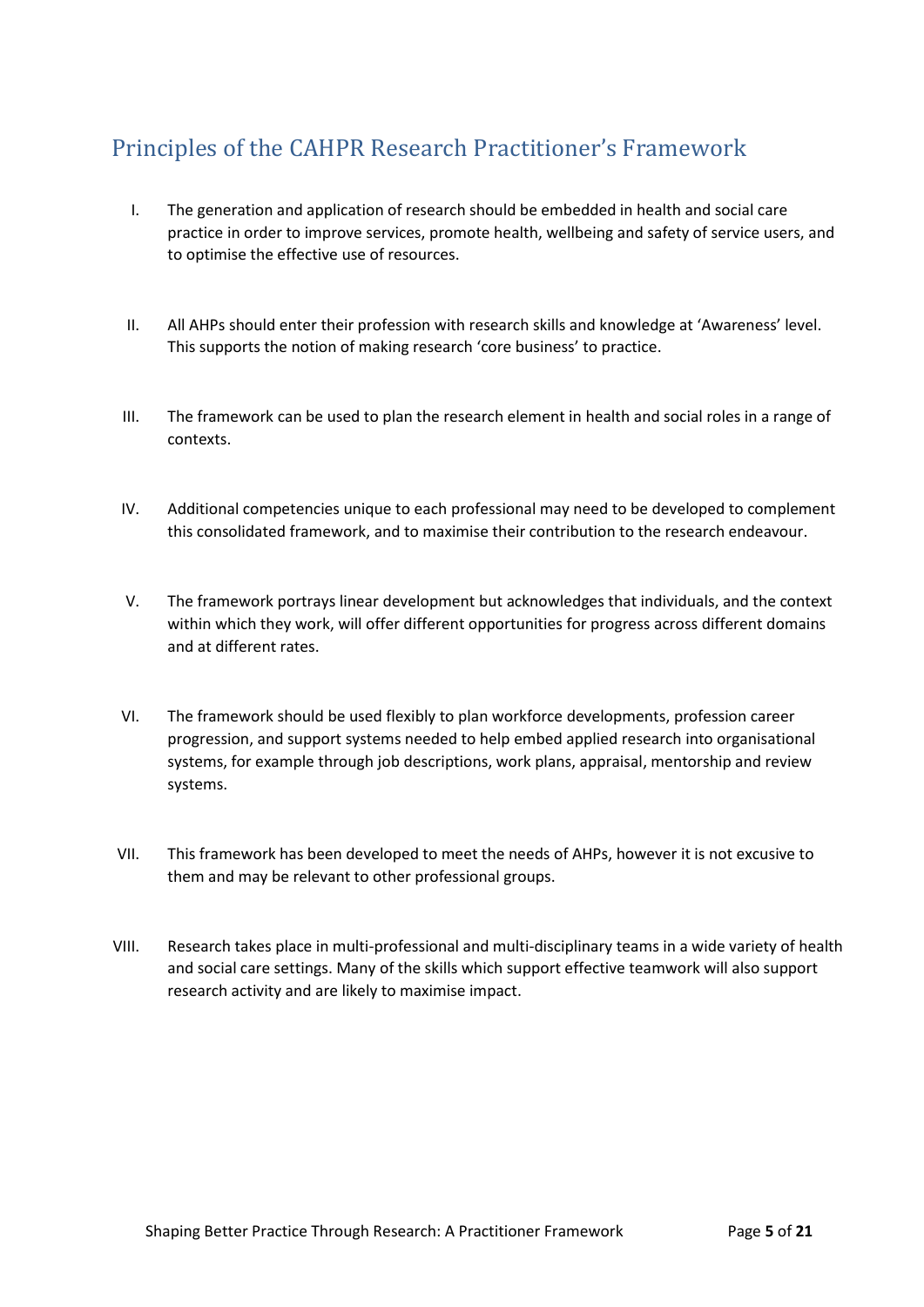## Principles of the CAHPR Research Practitioner's Framework

I. The generation and application of research should be embedded in health and social care practice in order to improve services, promote health, wellbeing and safety of service users, and to optimise the effective use of resources.

II. All AHPs should enter their profession with research skills and knowledge at 'Awareness' level. This supports the notion of making research 'core business' to practice.

III. The framework can be used to plan the research element in health and social roles in a range of contexts.

IV. Additional competencies unique to each professional may need to be developed to complement this consolidated framework, and to maximise their contribution to the research endeavour.

V. The framework portrays linear development but acknowledges that individuals, and the context within which they work, will offer different opportunities for progress across different domains and at different rates.

VI. The framework should be used flexibly to plan workforce developments, profession career progression, and support systems needed to help embed applied research into organisational systems, for example through job descriptions, work plans, appraisal, mentorship and review systems.

VII. This framework has been developed to meet the needs of AHPs, however it is not excusive to them and may be relevant to other professional groups.

VIII. Research takes place in multi-professional and multi-disciplinary teams in a wide variety of health and social care settings. Many of the skills which support effective teamwork will also support research activity and are likely to maximise impact.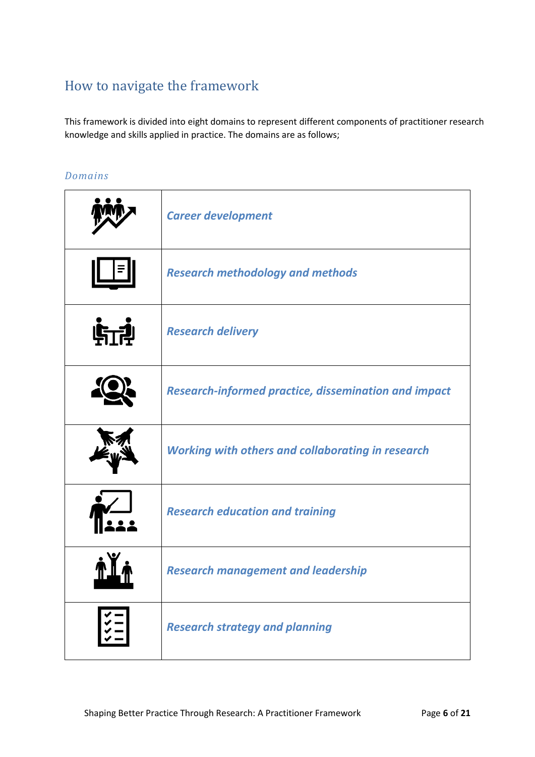## How to navigate the framework

This framework is divided into eight domains to represent different components of practitioner research knowledge and skills applied in practice. The domains are as follows;

### *Domains*

| | |
|---|---|
| | ***Career development*** |
| | ***Research methodology and methods*** |
| | ***Research delivery*** |
| | ***Research-informed practice, dissemination and impact*** |
| | ***Working with others and collaborating in research*** |
| | ***Research education and training*** |
| | ***Research management and leadership*** |
| | ***Research strategy and planning*** |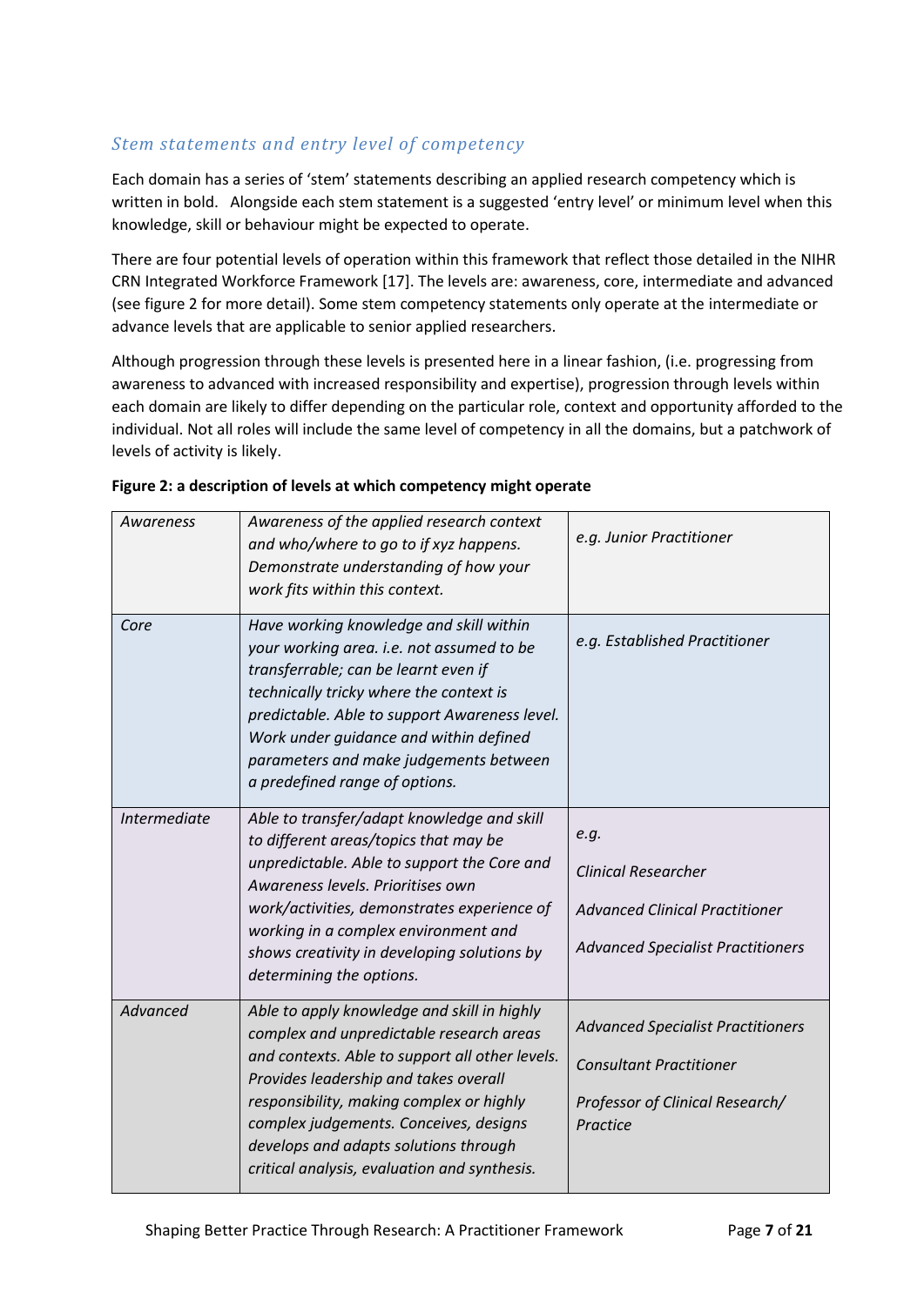## *Stem statements and entry level of competency*

Each domain has a series of 'stem' statements describing an applied research competency which is written in bold. Alongside each stem statement is a suggested 'entry level' or minimum level when this knowledge, skill or behaviour might be expected to operate.

There are four potential levels of operation within this framework that reflect those detailed in the NIHR CRN Integrated Workforce Framework [17]. The levels are: awareness, core, intermediate and advanced (see figure 2 for more detail). Some stem competency statements only operate at the intermediate or advance levels that are applicable to senior applied researchers.

Although progression through these levels is presented here in a linear fashion, (i.e. progressing from awareness to advanced with increased responsibility and expertise), progression through levels within each domain are likely to differ depending on the particular role, context and opportunity afforded to the individual. Not all roles will include the same level of competency in all the domains, but a patchwork of levels of activity is likely.

**Figure 2: a description of levels at which competency might operate**

| | | |
|---|---|---|
| *Awareness* | *Awareness of the applied research context and who/where to go to if xyz happens. Demonstrate understanding of how your work fits within this context.* | *e.g. Junior Practitioner* |
| *Core* | *Have working knowledge and skill within your working area. i.e. not assumed to be transferrable; can be learnt even if technically tricky where the context is predictable. Able to support Awareness level. Work under guidance and within defined parameters and make judgements between a predefined range of options.* | *e.g. Established Practitioner* |
| *Intermediate* | *Able to transfer/adapt knowledge and skill to different areas/topics that may be unpredictable. Able to support the Core and Awareness levels. Prioritises own work/activities, demonstrates experience of working in a complex environment and shows creativity in developing solutions by determining the options.* | *e.g.*<br>*Clinical Researcher*<br>*Advanced Clinical Practitioner*<br>*Advanced Specialist Practitioners* |
| *Advanced* | *Able to apply knowledge and skill in highly complex and unpredictable research areas and contexts. Able to support all other levels. Provides leadership and takes overall responsibility, making complex or highly complex judgements. Conceives, designs develops and adapts solutions through critical analysis, evaluation and synthesis.* | *Advanced Specialist Practitioners*<br>*Consultant Practitioner*<br>*Professor of Clinical Research/ Practice* |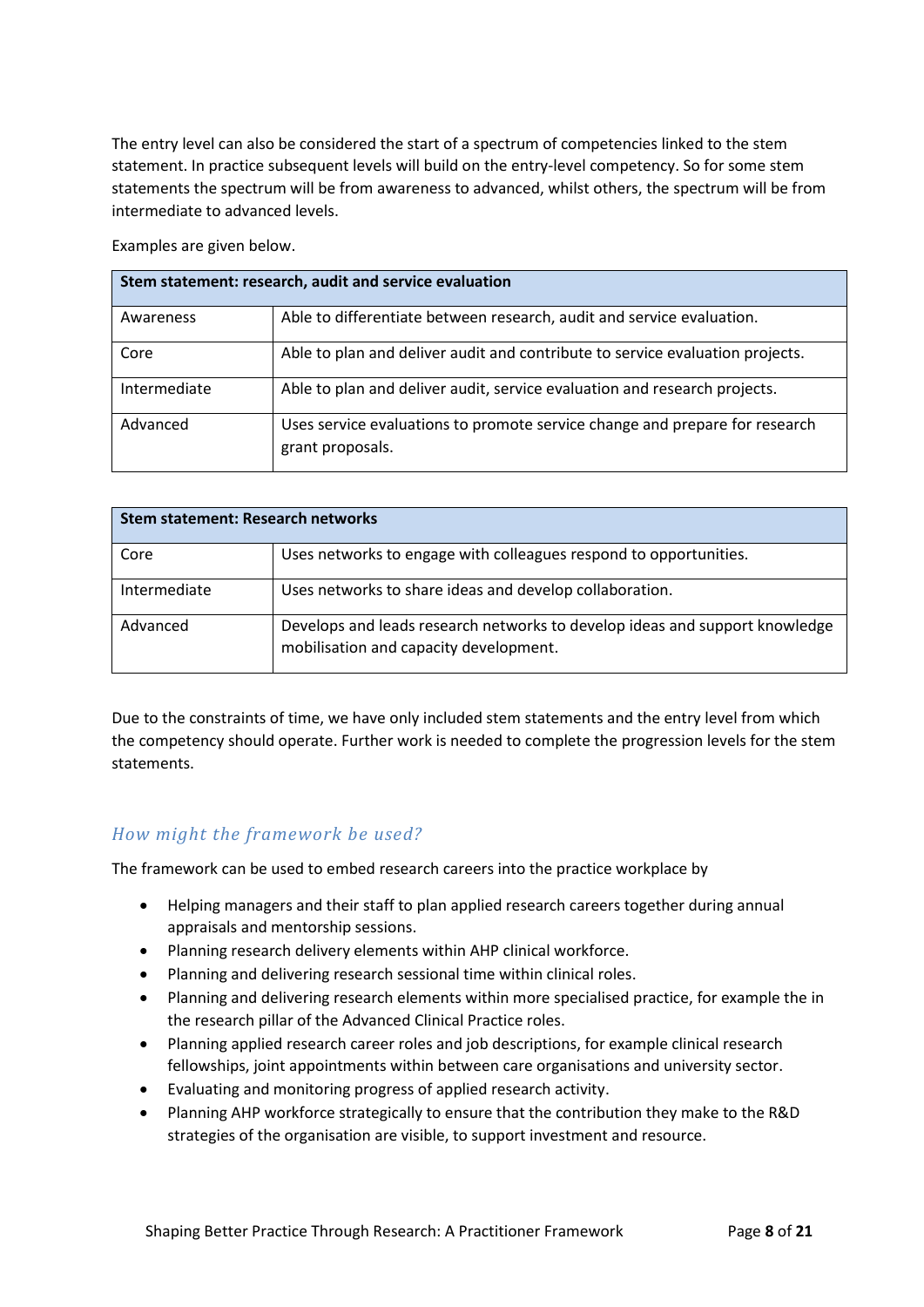The entry level can also be considered the start of a spectrum of competencies linked to the stem statement. In practice subsequent levels will build on the entry-level competency. So for some stem statements the spectrum will be from awareness to advanced, whilst others, the spectrum will be from intermediate to advanced levels.

Examples are given below.

| Stem statement: research, audit and service evaluation | |
|---|---|
| Awareness | Able to differentiate between research, audit and service evaluation. |
| Core | Able to plan and deliver audit and contribute to service evaluation projects. |
| Intermediate | Able to plan and deliver audit, service evaluation and research projects. |
| Advanced | Uses service evaluations to promote service change and prepare for research grant proposals. |

| Stem statement: Research networks | |
|---|---|
| Core | Uses networks to engage with colleagues respond to opportunities. |
| Intermediate | Uses networks to share ideas and develop collaboration. |
| Advanced | Develops and leads research networks to develop ideas and support knowledge mobilisation and capacity development. |

Due to the constraints of time, we have only included stem statements and the entry level from which the competency should operate. Further work is needed to complete the progression levels for the stem statements.

## *How might the framework be used?*

The framework can be used to embed research careers into the practice workplace by

- Helping managers and their staff to plan applied research careers together during annual appraisals and mentorship sessions.
- Planning research delivery elements within AHP clinical workforce.
- Planning and delivering research sessional time within clinical roles.
- Planning and delivering research elements within more specialised practice, for example the in the research pillar of the Advanced Clinical Practice roles.
- Planning applied research career roles and job descriptions, for example clinical research fellowships, joint appointments within between care organisations and university sector.
- Evaluating and monitoring progress of applied research activity.
- Planning AHP workforce strategically to ensure that the contribution they make to the R&D strategies of the organisation are visible, to support investment and resource.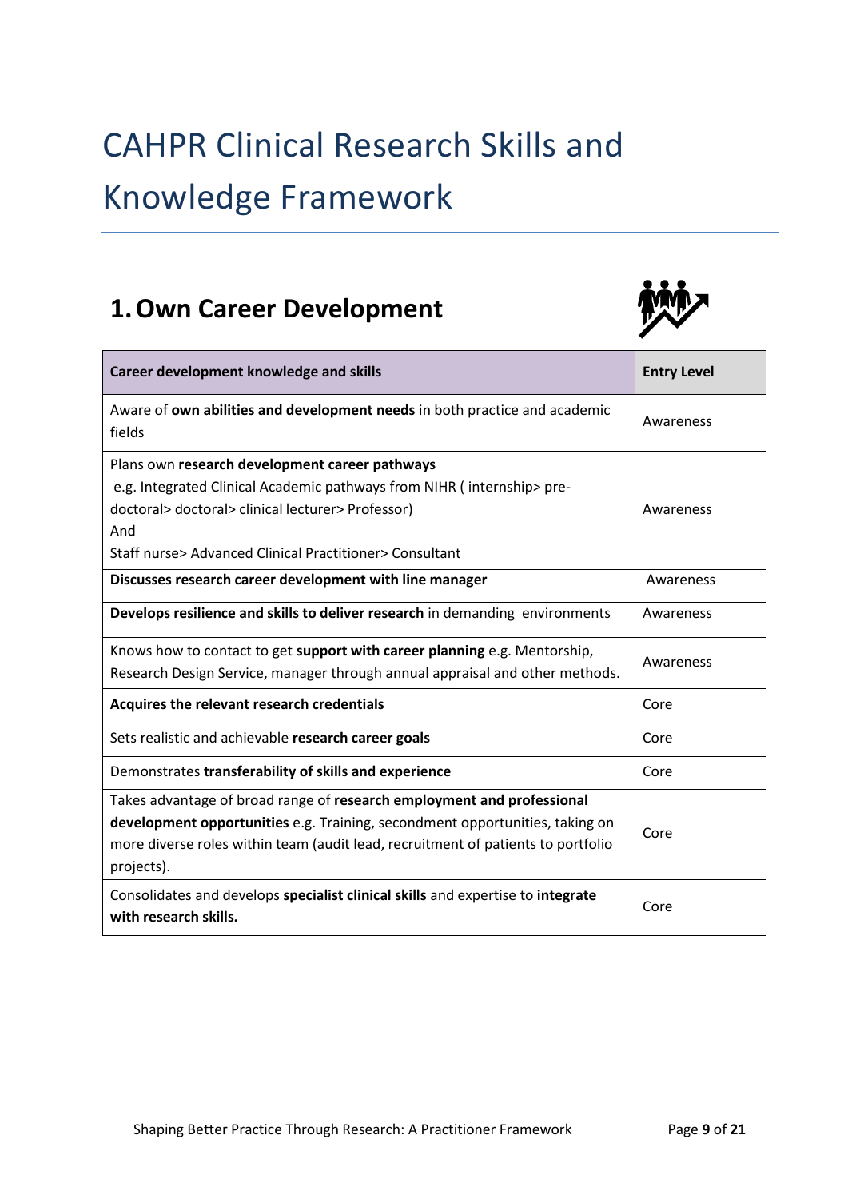# CAHPR Clinical Research Skills and Knowledge Framework

## 1. Own Career Development

| Career development knowledge and skills | Entry Level |
|---|---|
| Aware of **own abilities and development needs** in both practice and academic fields | Awareness |
| Plans own **research development career pathways**<br>e.g. Integrated Clinical Academic pathways from NIHR ( internship> pre-doctoral> doctoral> clinical lecturer> Professor)<br>And<br>Staff nurse> Advanced Clinical Practitioner> Consultant | Awareness |
| **Discusses research career development with line manager** | Awareness |
| **Develops resilience and skills to deliver research** in demanding environments | Awareness |
| Knows how to contact to get **support with career planning** e.g. Mentorship, Research Design Service, manager through annual appraisal and other methods. | Awareness |
| **Acquires the relevant research credentials** | Core |
| Sets realistic and achievable **research career goals** | Core |
| Demonstrates **transferability of skills and experience** | Core |
| Takes advantage of broad range of **research employment and professional development opportunities** e.g. Training, secondment opportunities, taking on more diverse roles within team (audit lead, recruitment of patients to portfolio projects). | Core |
| Consolidates and develops **specialist clinical skills** and expertise to **integrate with research skills.** | Core |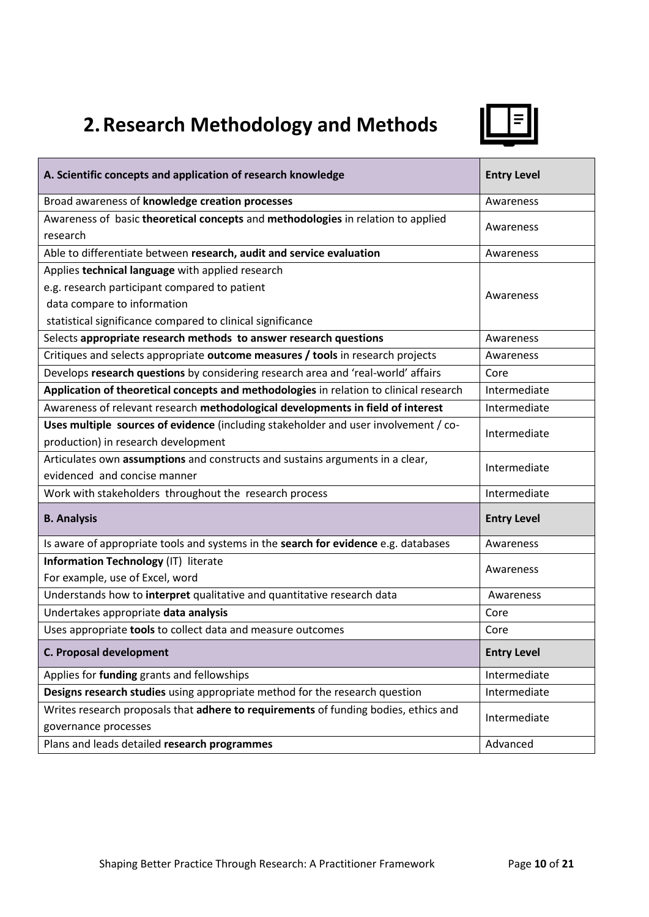# 2. Research Methodology and Methods

| A. Scientific concepts and application of research knowledge | Entry Level |
|---|---|
| Broad awareness of **knowledge creation processes** | Awareness |
| Awareness of basic **theoretical concepts** and **methodologies** in relation to applied research | Awareness |
| Able to differentiate between **research, audit and service evaluation** | Awareness |
| Applies **technical language** with applied research<br>e.g. research participant compared to patient<br>data compare to information<br>statistical significance compared to clinical significance | Awareness |
| Selects **appropriate research methods to answer research questions** | Awareness |
| Critiques and selects appropriate **outcome measures / tools** in research projects | Awareness |
| Develops **research questions** by considering research area and 'real-world' affairs | Core |
| **Application of theoretical concepts and methodologies** in relation to clinical research | Intermediate |
| Awareness of relevant research **methodological developments in field of interest** | Intermediate |
| **Uses multiple sources of evidence** (including stakeholder and user involvement / co-production) in research development | Intermediate |
| Articulates own **assumptions** and constructs and sustains arguments in a clear, evidenced and concise manner | Intermediate |
| Work with stakeholders throughout the research process | Intermediate |
| **B. Analysis** | **Entry Level** |
| Is aware of appropriate tools and systems in the **search for evidence** e.g. databases | Awareness |
| **Information Technology** (IT) literate<br>For example, use of Excel, word | Awareness |
| Understands how to **interpret** qualitative and quantitative research data | Awareness |
| Undertakes appropriate **data analysis** | Core |
| Uses appropriate **tools** to collect data and measure outcomes | Core |
| **C. Proposal development** | **Entry Level** |
| Applies for **funding** grants and fellowships | Intermediate |
| **Designs research studies** using appropriate method for the research question | Intermediate |
| Writes research proposals that **adhere to requirements** of funding bodies, ethics and governance processes | Intermediate |
| Plans and leads detailed **research programmes** | Advanced |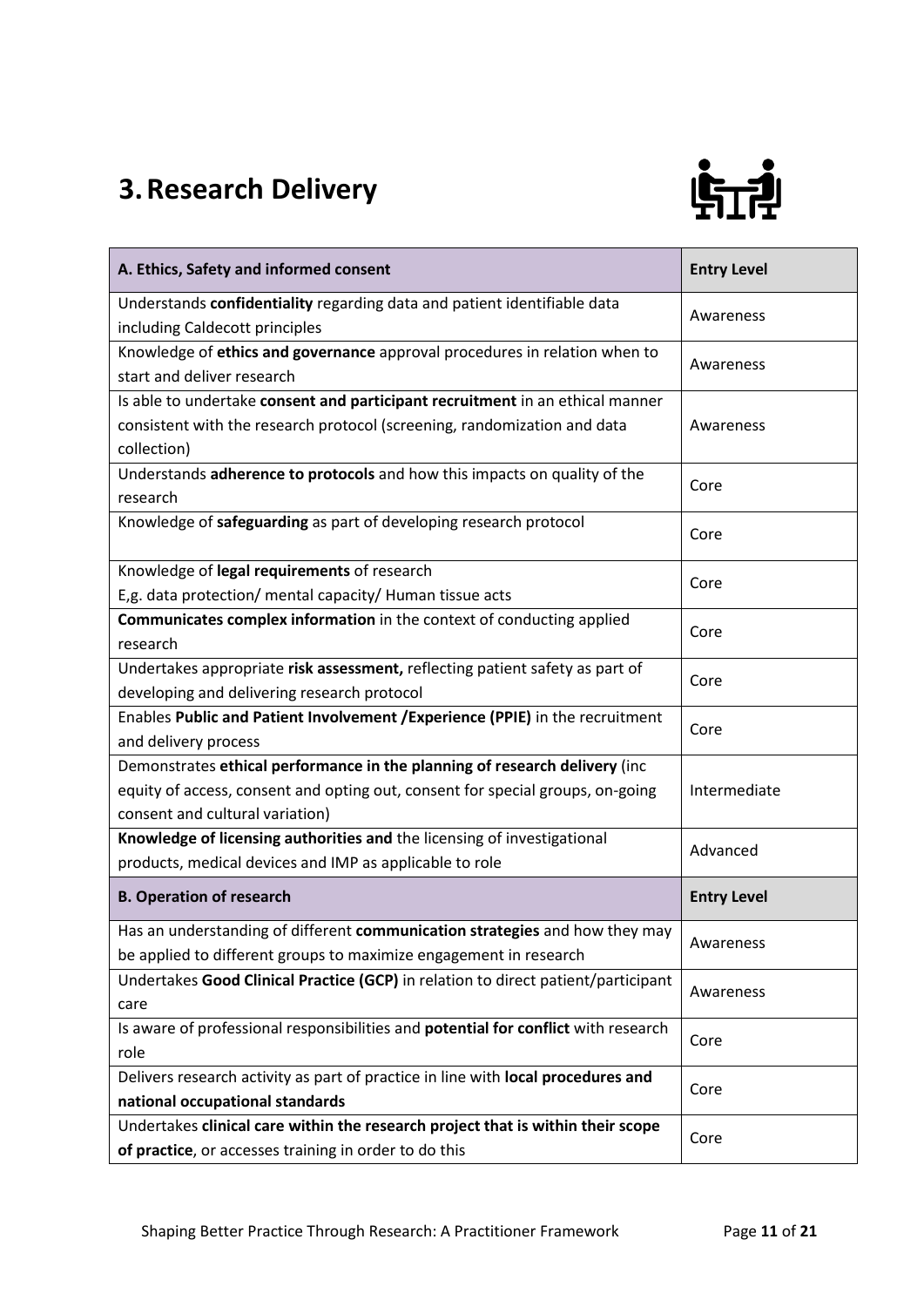# 3. Research Delivery

| A. Ethics, Safety and informed consent | Entry Level |
| --- | --- |
| Understands **confidentiality** regarding data and patient identifiable data including Caldecott principles | Awareness |
| Knowledge of **ethics and governance** approval procedures in relation when to start and deliver research | Awareness |
| Is able to undertake **consent and participant recruitment** in an ethical manner consistent with the research protocol (screening, randomization and data collection) | Awareness |
| Understands **adherence to protocols** and how this impacts on quality of the research | Core |
| Knowledge of **safeguarding** as part of developing research protocol | Core |
| Knowledge of **legal requirements** of research E,g. data protection/ mental capacity/ Human tissue acts | Core |
| **Communicates complex information** in the context of conducting applied research | Core |
| Undertakes appropriate **risk assessment,** reflecting patient safety as part of developing and delivering research protocol | Core |
| Enables **Public and Patient Involvement /Experience (PPIE)** in the recruitment and delivery process | Core |
| Demonstrates **ethical performance in the planning of research delivery** (inc equity of access, consent and opting out, consent for special groups, on-going consent and cultural variation) | Intermediate |
| **Knowledge of licensing authorities and** the licensing of investigational products, medical devices and IMP as applicable to role | Advanced |
| **B. Operation of research** | **Entry Level** |
| Has an understanding of different **communication strategies** and how they may be applied to different groups to maximize engagement in research | Awareness |
| Undertakes **Good Clinical Practice (GCP)** in relation to direct patient/participant care | Awareness |
| Is aware of professional responsibilities and **potential for conflict** with research role | Core |
| Delivers research activity as part of practice in line with **local procedures and national occupational standards** | Core |
| Undertakes **clinical care within the research project that is within their scope of practice**, or accesses training in order to do this | Core |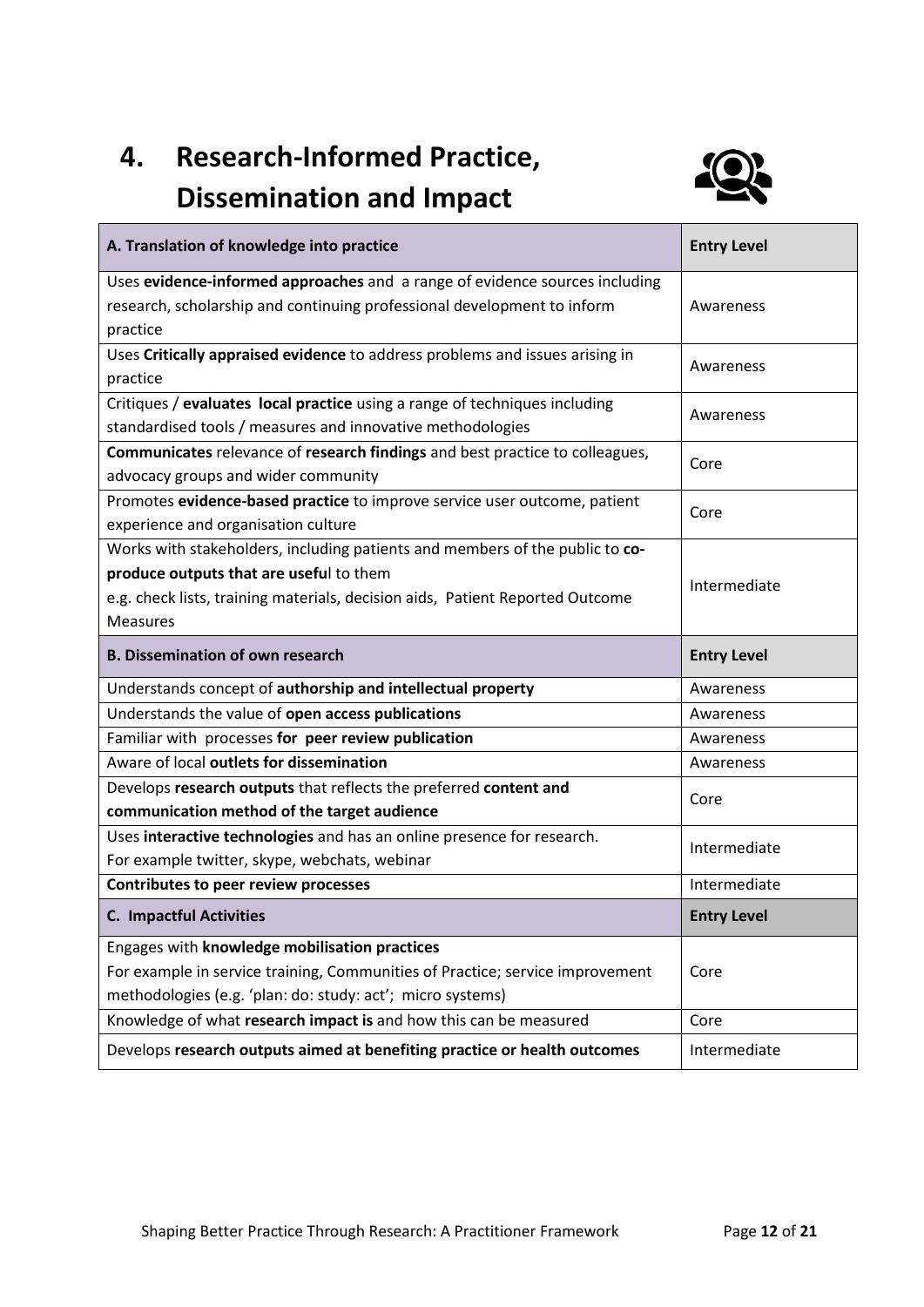# 4. Research-Informed Practice, Dissemination and Impact

| A. Translation of knowledge into practice | Entry Level |
|---|---|
| Uses **evidence-informed approaches** and a range of evidence sources including research, scholarship and continuing professional development to inform practice | Awareness |
| Uses **Critically appraised evidence** to address problems and issues arising in practice | Awareness |
| Critiques / **evaluates local practice** using a range of techniques including standardised tools / measures and innovative methodologies | Awareness |
| **Communicates** relevance of **research findings** and best practice to colleagues, advocacy groups and wider community | Core |
| Promotes **evidence-based practice** to improve service user outcome, patient experience and organisation culture | Core |
| Works with stakeholders, including patients and members of the public to **co-produce outputs that are usefu**l to them e.g. check lists, training materials, decision aids, Patient Reported Outcome Measures | Intermediate |
| **B. Dissemination of own research** | **Entry Level** |
| Understands concept of **authorship and intellectual property** | Awareness |
| Understands the value of **open access publications** | Awareness |
| Familiar with processes **for peer review publication** | Awareness |
| Aware of local **outlets for dissemination** | Awareness |
| Develops **research outputs** that reflects the preferred **content and communication method of the target audience** | Core |
| Uses **interactive technologies** and has an online presence for research. For example twitter, skype, webchats, webinar | Intermediate |
| **Contributes to peer review processes** | Intermediate |
| **C. Impactful Activities** | **Entry Level** |
| Engages with **knowledge mobilisation practices** For example in service training, Communities of Practice; service improvement methodologies (e.g. 'plan: do: study: act'; micro systems) | Core |
| Knowledge of what **research impact is** and how this can be measured | Core |
| Develops **research outputs aimed at benefiting practice or health outcomes** | Intermediate |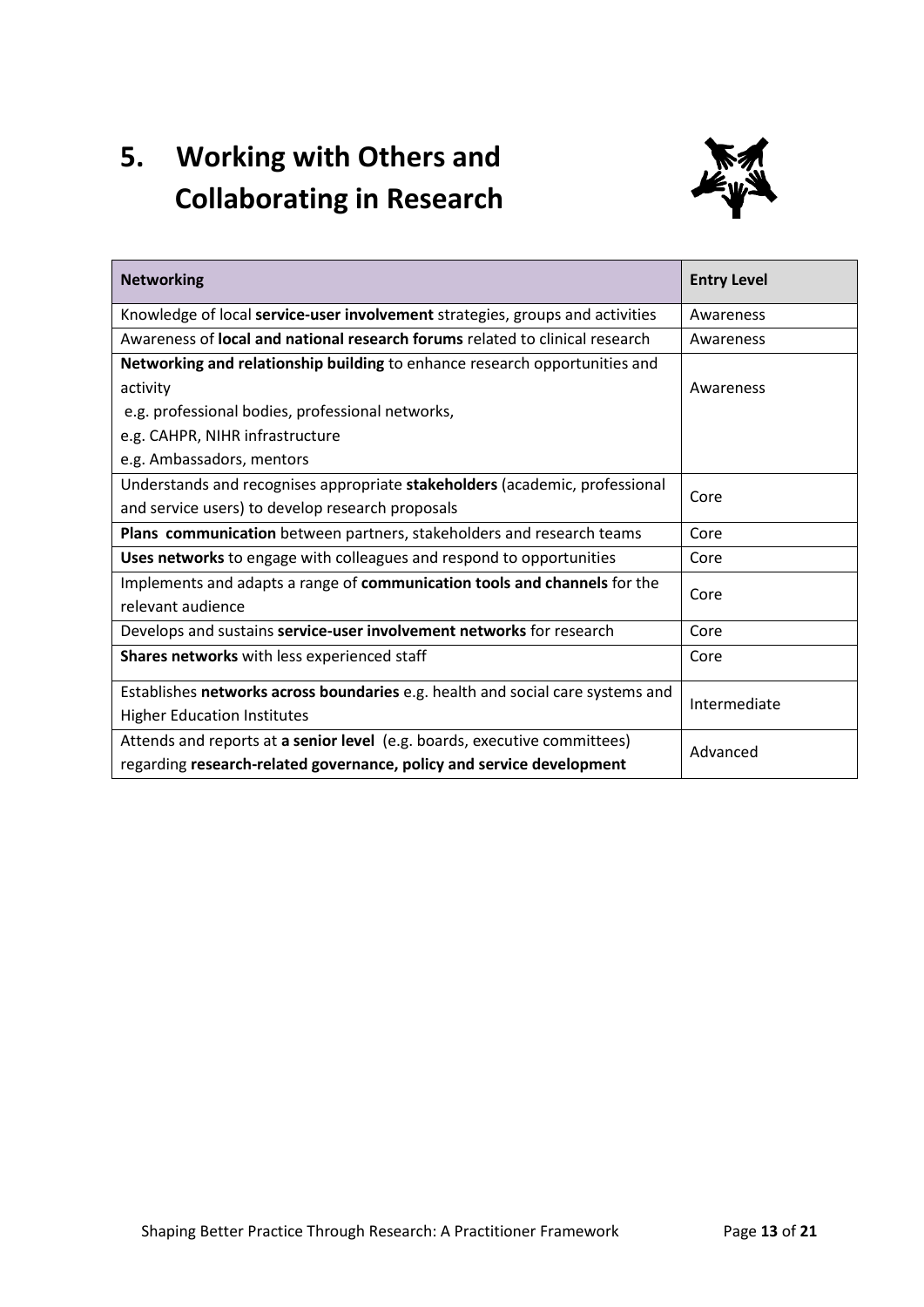# 5. Working with Others and Collaborating in Research

| **Networking** | **Entry Level** |
|---|---|
| Knowledge of local **service-user involvement** strategies, groups and activities | Awareness |
| Awareness of **local and national research forums** related to clinical research | Awareness |
| **Networking and relationship building** to enhance research opportunities and activity<br>e.g. professional bodies, professional networks,<br>e.g. CAHPR, NIHR infrastructure<br>e.g. Ambassadors, mentors | Awareness |
| Understands and recognises appropriate **stakeholders** (academic, professional and service users) to develop research proposals | Core |
| **Plans communication** between partners, stakeholders and research teams | Core |
| **Uses networks** to engage with colleagues and respond to opportunities | Core |
| Implements and adapts a range of **communication tools and channels** for the relevant audience | Core |
| Develops and sustains **service-user involvement networks** for research | Core |
| **Shares networks** with less experienced staff | Core |
| Establishes **networks across boundaries** e.g. health and social care systems and Higher Education Institutes | Intermediate |
| Attends and reports at **a senior level** (e.g. boards, executive committees) regarding **research-related governance, policy and service development** | Advanced |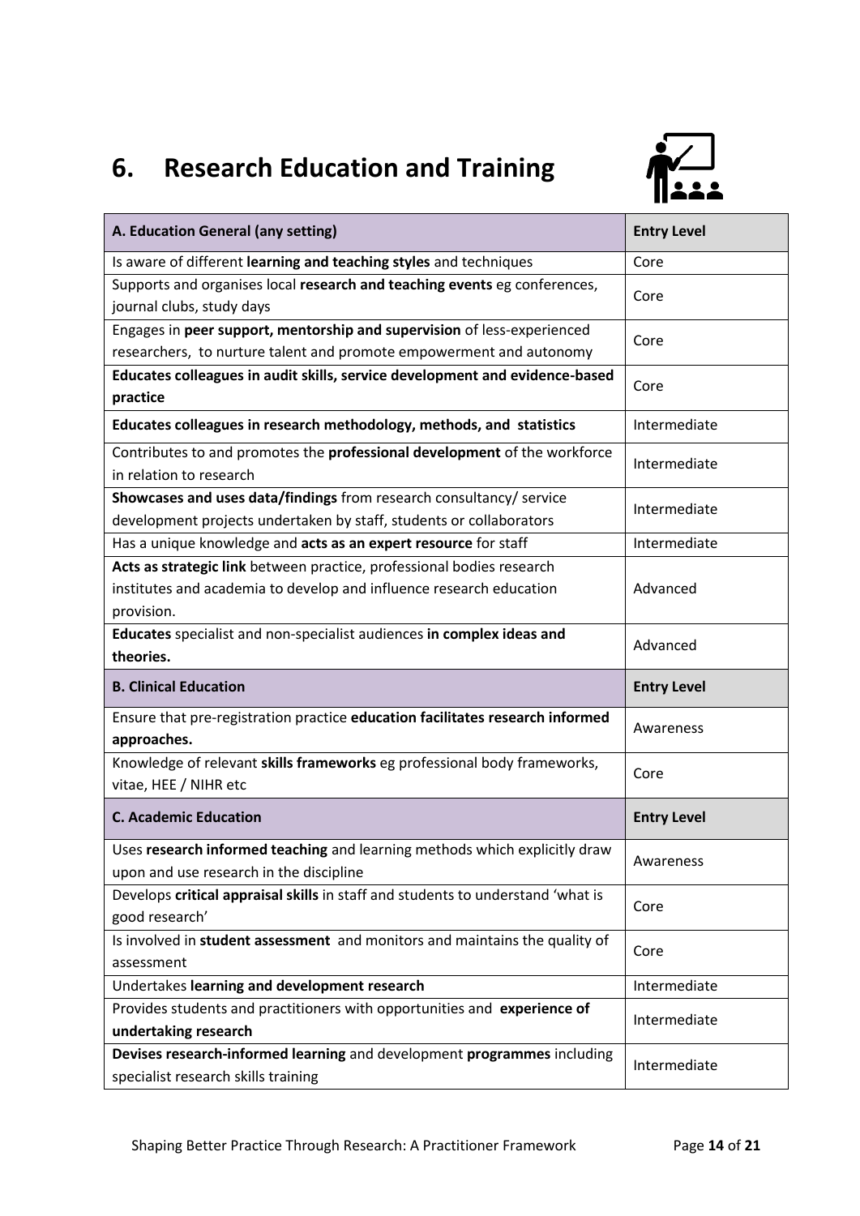# 6. Research Education and Training

| A. Education General (any setting) | Entry Level |
|---|---|
| Is aware of different **learning and teaching styles** and techniques | Core |
| Supports and organises local **research and teaching events** eg conferences, journal clubs, study days | Core |
| Engages in **peer support, mentorship and supervision** of less-experienced researchers, to nurture talent and promote empowerment and autonomy | Core |
| **Educates colleagues in audit skills, service development and evidence-based practice** | Core |
| **Educates colleagues in research methodology, methods, and statistics** | Intermediate |
| Contributes to and promotes the **professional development** of the workforce in relation to research | Intermediate |
| **Showcases and uses data/findings** from research consultancy/ service development projects undertaken by staff, students or collaborators | Intermediate |
| Has a unique knowledge and **acts as an expert resource** for staff | Intermediate |
| **Acts as strategic link** between practice, professional bodies research institutes and academia to develop and influence research education provision. | Advanced |
| **Educates** specialist and non-specialist audiences **in complex ideas and theories.** | Advanced |
| **B. Clinical Education** | **Entry Level** |
| Ensure that pre-registration practice **education facilitates research informed approaches.** | Awareness |
| Knowledge of relevant **skills frameworks** eg professional body frameworks, vitae, HEE / NIHR etc | Core |
| **C. Academic Education** | **Entry Level** |
| Uses **research informed teaching** and learning methods which explicitly draw upon and use research in the discipline | Awareness |
| Develops **critical appraisal skills** in staff and students to understand 'what is good research' | Core |
| Is involved in **student assessment** and monitors and maintains the quality of assessment | Core |
| Undertakes **learning and development research** | Intermediate |
| Provides students and practitioners with opportunities and **experience of undertaking research** | Intermediate |
| **Devises research-informed learning** and development **programmes** including specialist research skills training | Intermediate |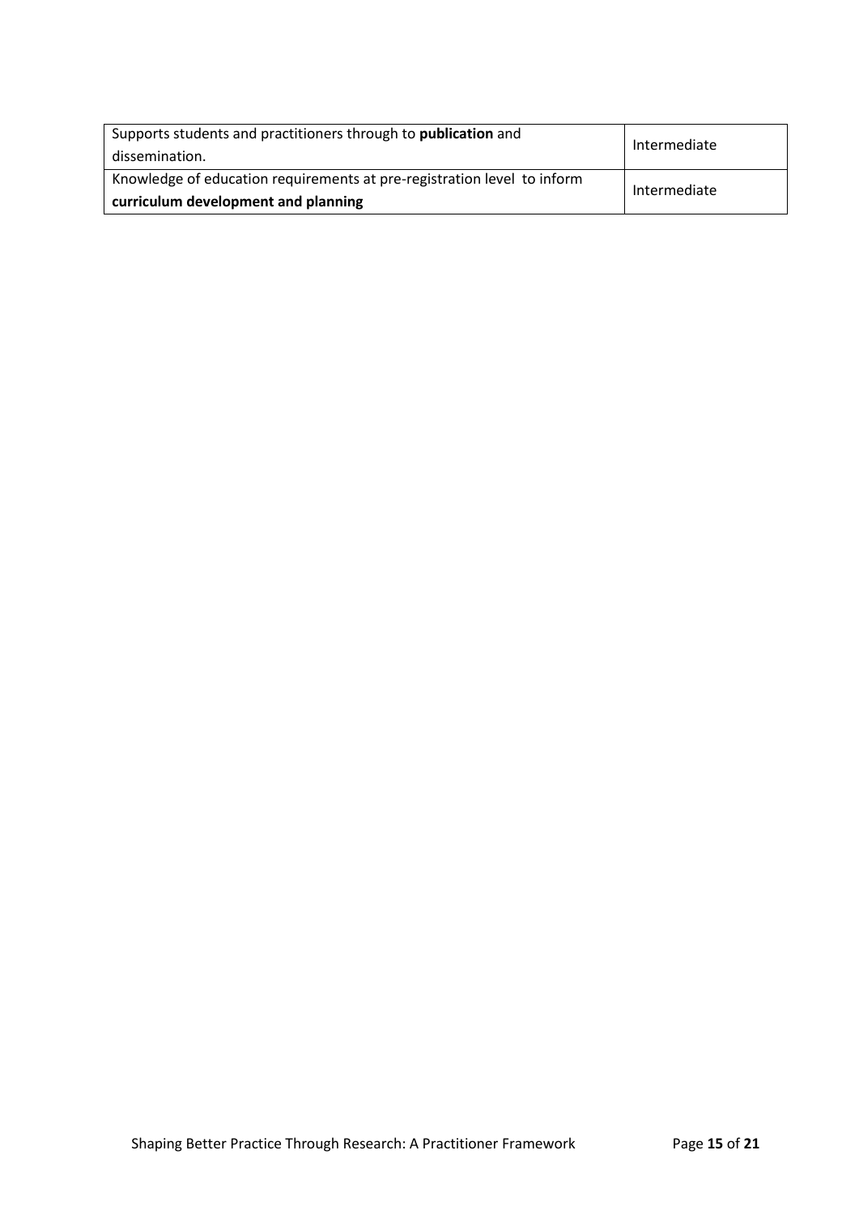| | |
|---|---|
| Supports students and practitioners through to **publication** and dissemination. | Intermediate |
| Knowledge of education requirements at pre-registration level to inform **curriculum development and planning** | Intermediate |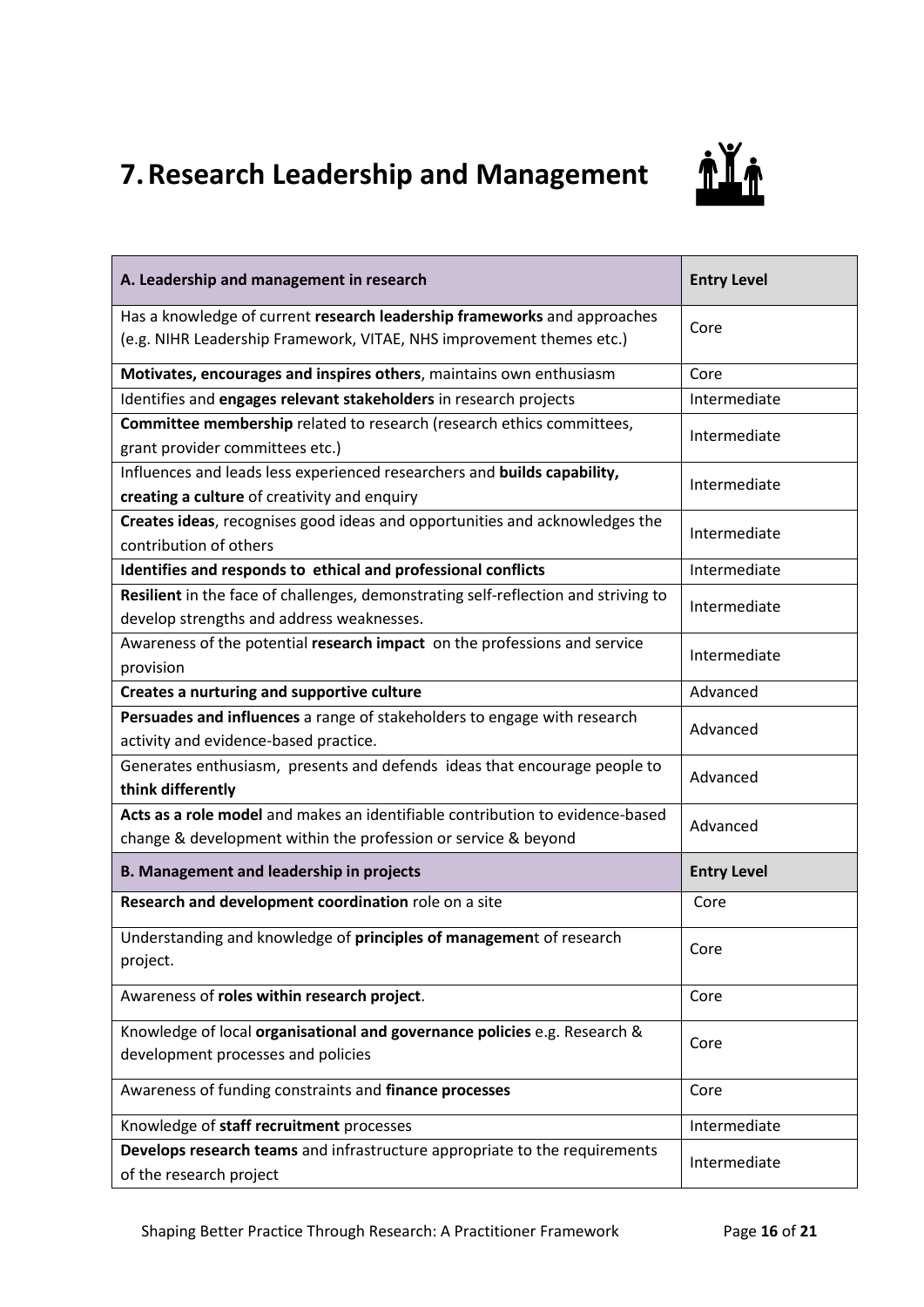# 7. Research Leadership and Management

| A. Leadership and management in research | Entry Level |
|---|---|
| Has a knowledge of current **research leadership frameworks** and approaches (e.g. NIHR Leadership Framework, VITAE, NHS improvement themes etc.) | Core |
| **Motivates, encourages and inspires others**, maintains own enthusiasm | Core |
| Identifies and **engages relevant stakeholders** in research projects | Intermediate |
| **Committee membership** related to research (research ethics committees, grant provider committees etc.) | Intermediate |
| Influences and leads less experienced researchers and **builds capability, creating a culture** of creativity and enquiry | Intermediate |
| **Creates ideas**, recognises good ideas and opportunities and acknowledges the contribution of others | Intermediate |
| **Identifies and responds to ethical and professional conflicts** | Intermediate |
| **Resilient** in the face of challenges, demonstrating self-reflection and striving to develop strengths and address weaknesses. | Intermediate |
| Awareness of the potential **research impact** on the professions and service provision | Intermediate |
| **Creates a nurturing and supportive culture** | Advanced |
| **Persuades and influences** a range of stakeholders to engage with research activity and evidence-based practice. | Advanced |
| Generates enthusiasm, presents and defends ideas that encourage people to **think differently** | Advanced |
| **Acts as a role model** and makes an identifiable contribution to evidence-based change & development within the profession or service & beyond | Advanced |
| **B. Management and leadership in projects** | **Entry Level** |
| **Research and development coordination** role on a site | Core |
| Understanding and knowledge of **principles of managemen**t of research project. | Core |
| Awareness of **roles within research project**. | Core |
| Knowledge of local **organisational and governance policies** e.g. Research & development processes and policies | Core |
| Awareness of funding constraints and **finance processes** | Core |
| Knowledge of **staff recruitment** processes | Intermediate |
| **Develops research teams** and infrastructure appropriate to the requirements of the research project | Intermediate |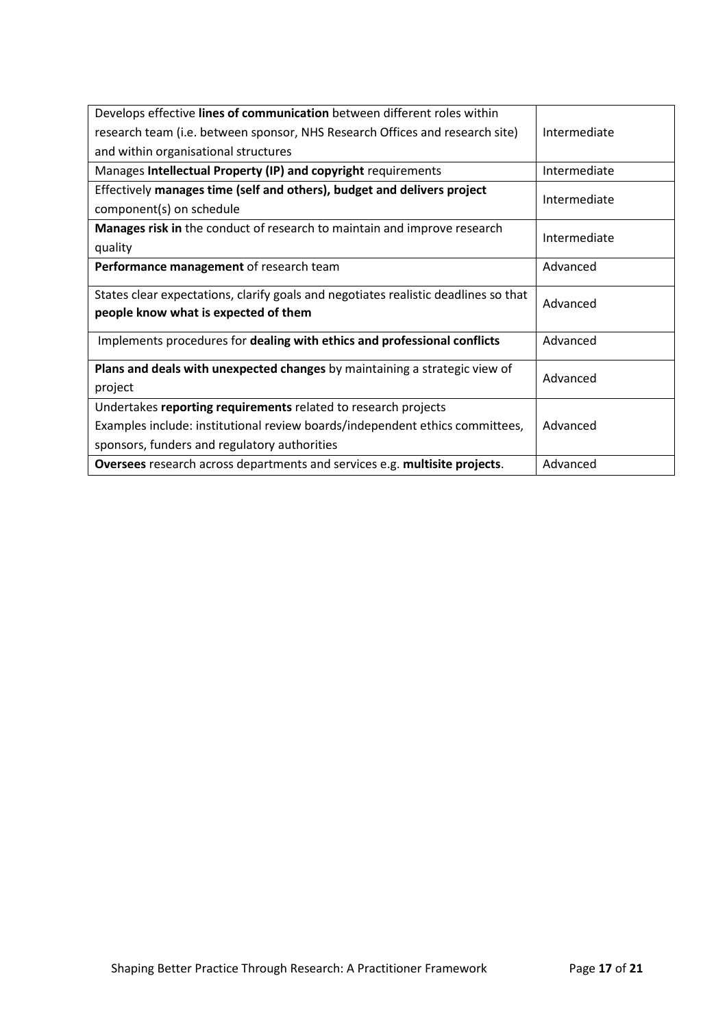| | |
|---|---|
| Develops effective **lines of communication** between different roles within research team (i.e. between sponsor, NHS Research Offices and research site) and within organisational structures | Intermediate |
| Manages **Intellectual Property (IP) and copyright** requirements | Intermediate |
| Effectively **manages time (self and others), budget and delivers project** component(s) on schedule | Intermediate |
| **Manages risk in** the conduct of research to maintain and improve research quality | Intermediate |
| **Performance management** of research team | Advanced |
| States clear expectations, clarify goals and negotiates realistic deadlines so that **people know what is expected of them** | Advanced |
| Implements procedures for **dealing with ethics and professional conflicts** | Advanced |
| **Plans and deals with unexpected changes** by maintaining a strategic view of project | Advanced |
| Undertakes **reporting requirements** related to research projects Examples include: institutional review boards/independent ethics committees, sponsors, funders and regulatory authorities | Advanced |
| **Oversees** research across departments and services e.g. **multisite projects**. | Advanced |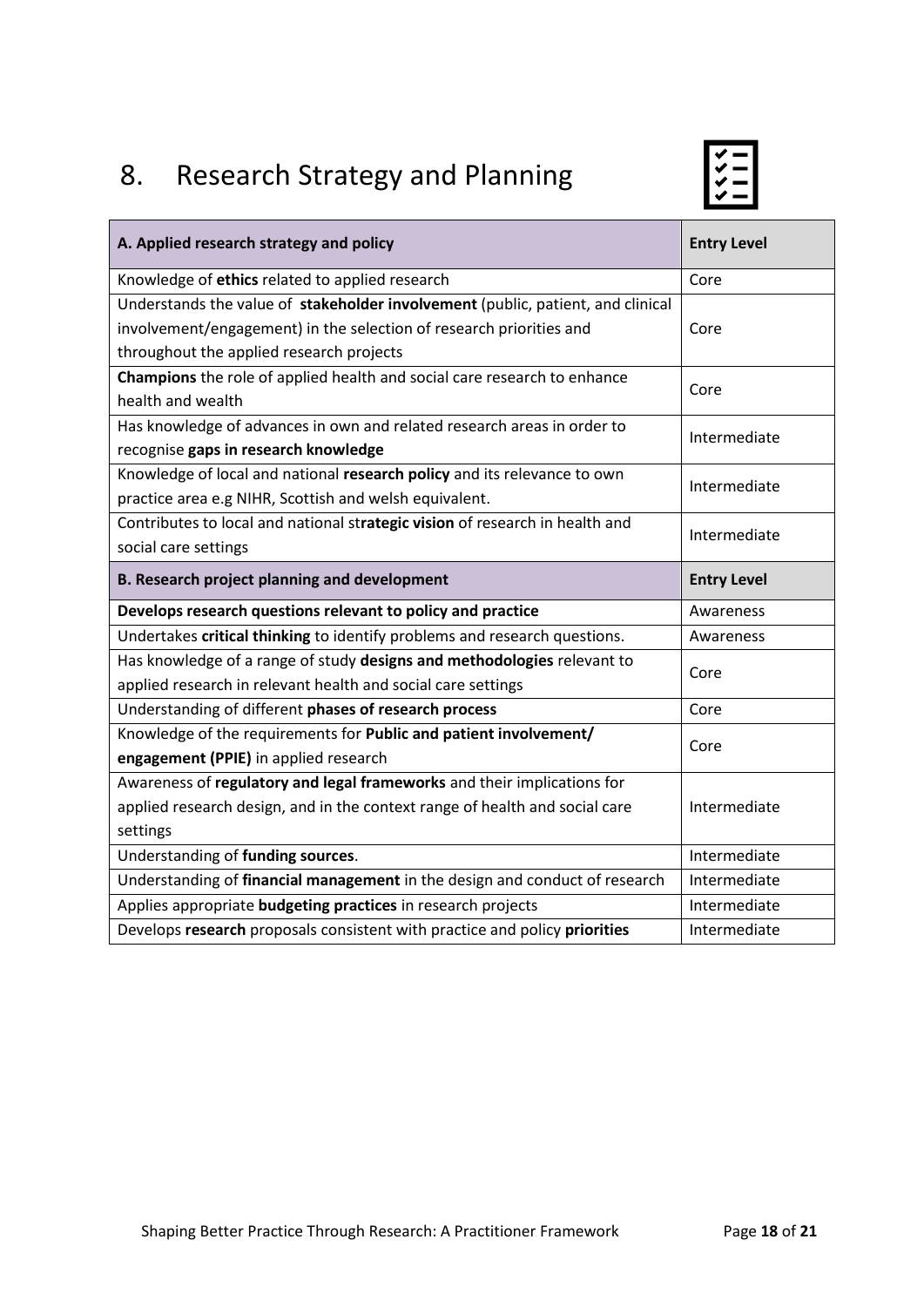# 8. Research Strategy and Planning

| A. Applied research strategy and policy | Entry Level |
|---|---|
| Knowledge of **ethics** related to applied research | Core |
| Understands the value of **stakeholder involvement** (public, patient, and clinical involvement/engagement) in the selection of research priorities and throughout the applied research projects | Core |
| **Champions** the role of applied health and social care research to enhance health and wealth | Core |
| Has knowledge of advances in own and related research areas in order to recognise **gaps in research knowledge** | Intermediate |
| Knowledge of local and national **research policy** and its relevance to own practice area e.g NIHR, Scottish and welsh equivalent. | Intermediate |
| Contributes to local and national st**rategic vision** of research in health and social care settings | Intermediate |
| **B. Research project planning and development** | **Entry Level** |
| **Develops research questions relevant to policy and practice** | Awareness |
| Undertakes **critical thinking** to identify problems and research questions. | Awareness |
| Has knowledge of a range of study **designs and methodologies** relevant to applied research in relevant health and social care settings | Core |
| Understanding of different **phases of research process** | Core |
| Knowledge of the requirements for **Public and patient involvement/ engagement (PPIE)** in applied research | Core |
| Awareness of **regulatory and legal frameworks** and their implications for applied research design, and in the context range of health and social care settings | Intermediate |
| Understanding of **funding sources**. | Intermediate |
| Understanding of **financial management** in the design and conduct of research | Intermediate |
| Applies appropriate **budgeting practices** in research projects | Intermediate |
| Develops **research** proposals consistent with practice and policy **priorities** | Intermediate |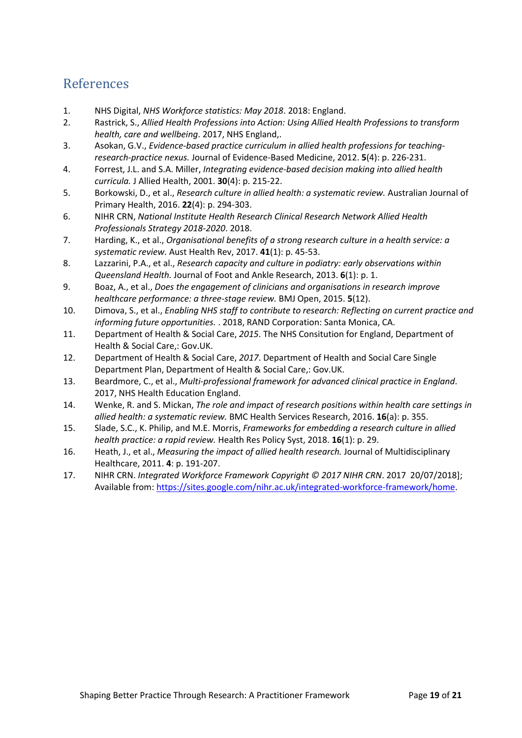## References

1. NHS Digital, *NHS Workforce statistics: May 2018*. 2018: England.
2. Rastrick, S., *Allied Health Professions into Action: Using Allied Health Professions to transform health, care and wellbeing*. 2017, NHS England,.
3. Asokan, G.V., *Evidence-based practice curriculum in allied health professions for teaching-research-practice nexus.* Journal of Evidence-Based Medicine, 2012. **5**(4): p. 226-231.
4. Forrest, J.L. and S.A. Miller, *Integrating evidence-based decision making into allied health curricula.* J Allied Health, 2001. **30**(4): p. 215-22.
5. Borkowski, D., et al., *Research culture in allied health: a systematic review.* Australian Journal of Primary Health, 2016. **22**(4): p. 294-303.
6. NIHR CRN, *National Institute Health Research Clinical Research Network Allied Health Professionals Strategy 2018-2020*. 2018.
7. Harding, K., et al., *Organisational benefits of a strong research culture in a health service: a systematic review.* Aust Health Rev, 2017. **41**(1): p. 45-53.
8. Lazzarini, P.A., et al., *Research capacity and culture in podiatry: early observations within Queensland Health.* Journal of Foot and Ankle Research, 2013. **6**(1): p. 1.
9. Boaz, A., et al., *Does the engagement of clinicians and organisations in research improve healthcare performance: a three-stage review.* BMJ Open, 2015. **5**(12).
10. Dimova, S., et al., *Enabling NHS staff to contribute to research: Reflecting on current practice and informing future opportunities.* . 2018, RAND Corporation: Santa Monica, CA.
11. Department of Health & Social Care, *2015*. The NHS Consitution for England, Department of Health & Social Care,: Gov.UK.
12. Department of Health & Social Care, *2017*. Department of Health and Social Care Single Department Plan, Department of Health & Social Care,: Gov.UK.
13. Beardmore, C., et al., *Multi-professional framework for advanced clinical practice in England*. 2017, NHS Health Education England.
14. Wenke, R. and S. Mickan, *The role and impact of research positions within health care settings in allied health: a systematic review.* BMC Health Services Research, 2016. **16**(a): p. 355.
15. Slade, S.C., K. Philip, and M.E. Morris, *Frameworks for embedding a research culture in allied health practice: a rapid review.* Health Res Policy Syst, 2018. **16**(1): p. 29.
16. Heath, J., et al., *Measuring the impact of allied health research.* Journal of Multidisciplinary Healthcare, 2011. **4**: p. 191-207.
17. NIHR CRN. *Integrated Workforce Framework Copyright © 2017 NIHR CRN*. 2017 20/07/2018]; Available from: https://sites.google.com/nihr.ac.uk/integrated-workforce-framework/home.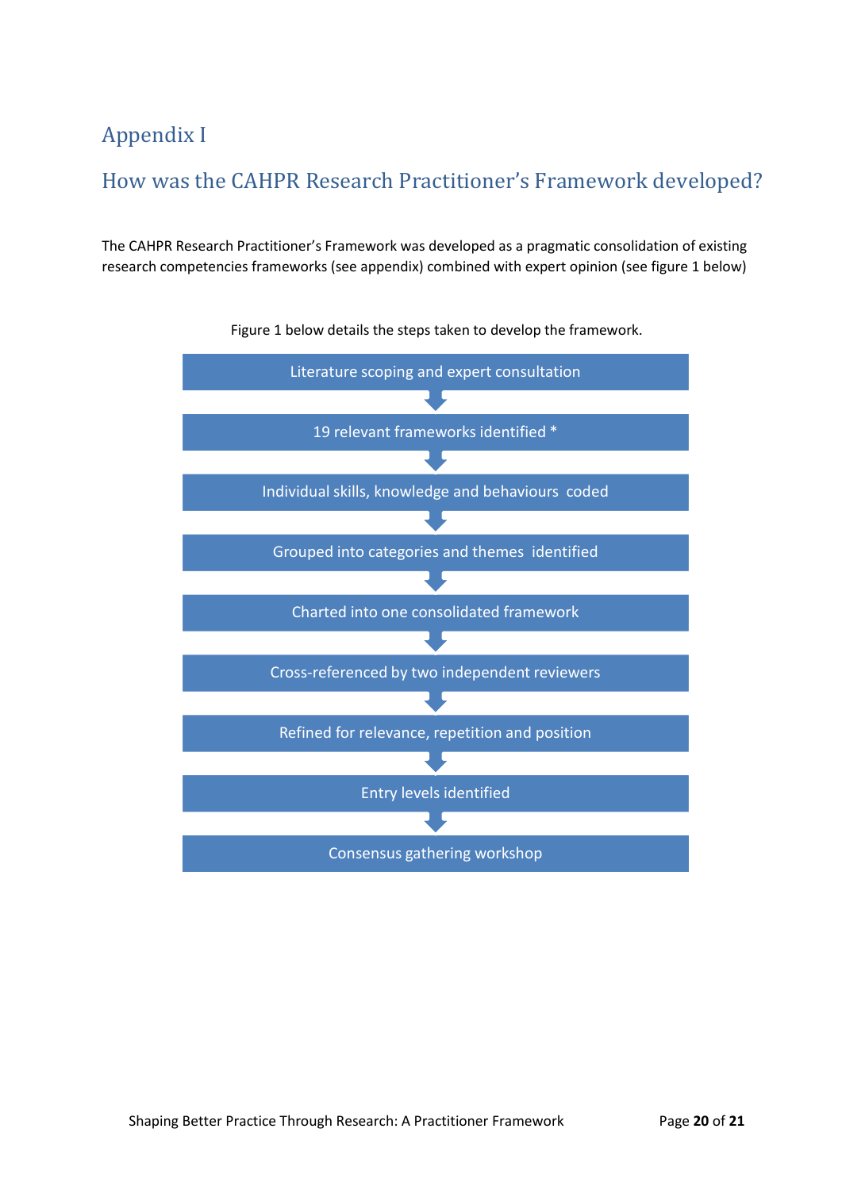# Appendix I

## How was the CAHPR Research Practitioner's Framework developed?

The CAHPR Research Practitioner's Framework was developed as a pragmatic consolidation of existing research competencies frameworks (see appendix) combined with expert opinion (see figure 1 below)

Figure 1 below details the steps taken to develop the framework.

1. Literature scoping and expert consultation
2. 19 relevant frameworks identified *
3. Individual skills, knowledge and behaviours coded
4. Grouped into categories and themes identified
5. Charted into one consolidated framework
6. Cross-referenced by two independent reviewers
7. Refined for relevance, repetition and position
8. Entry levels identified
9. Consensus gathering workshop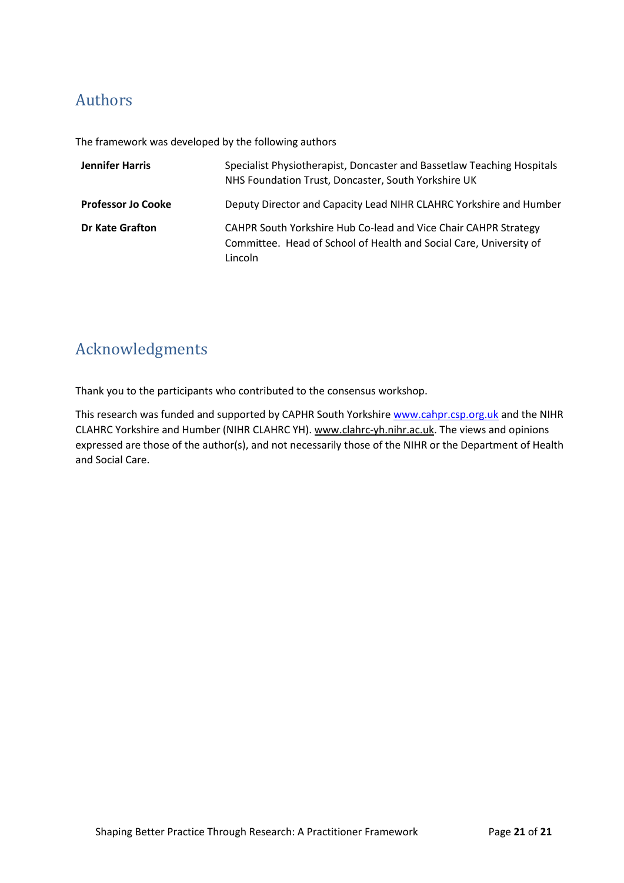## Authors

The framework was developed by the following authors

| | |
|---|---|
| **Jennifer Harris** | Specialist Physiotherapist, Doncaster and Bassetlaw Teaching Hospitals NHS Foundation Trust, Doncaster, South Yorkshire UK |
| **Professor Jo Cooke** | Deputy Director and Capacity Lead NIHR CLAHRC Yorkshire and Humber |
| **Dr Kate Grafton** | CAHPR South Yorkshire Hub Co-lead and Vice Chair CAHPR Strategy Committee. Head of School of Health and Social Care, University of Lincoln |

## Acknowledgments

Thank you to the participants who contributed to the consensus workshop.

This research was funded and supported by CAPHR South Yorkshire www.cahpr.csp.org.uk and the NIHR CLAHRC Yorkshire and Humber (NIHR CLAHRC YH). www.clahrc-yh.nihr.ac.uk. The views and opinions expressed are those of the author(s), and not necessarily those of the NIHR or the Department of Health and Social Care.